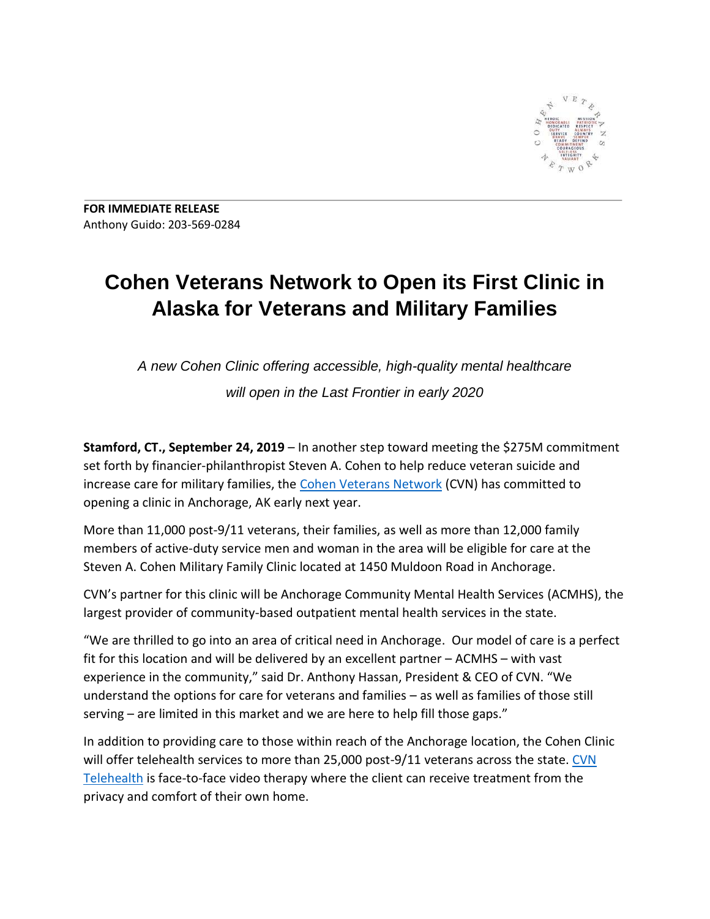**FOR IMMEDIATE RELEASE**
Anthony Guido: 203-569-0284

# Cohen Veterans Network to Open its First Clinic in Alaska for Veterans and Military Families

*A new Cohen Clinic offering accessible, high-quality mental healthcare will open in the Last Frontier in early 2020*

**Stamford, CT., September 24, 2019** – In another step toward meeting the $275M commitment set forth by financier-philanthropist Steven A. Cohen to help reduce veteran suicide and increase care for military families, the Cohen Veterans Network (CVN) has committed to opening a clinic in Anchorage, AK early next year.

More than 11,000 post-9/11 veterans, their families, as well as more than 12,000 family members of active-duty service men and woman in the area will be eligible for care at the Steven A. Cohen Military Family Clinic located at 1450 Muldoon Road in Anchorage.

CVN's partner for this clinic will be Anchorage Community Mental Health Services (ACMHS), the largest provider of community-based outpatient mental health services in the state.

"We are thrilled to go into an area of critical need in Anchorage. Our model of care is a perfect fit for this location and will be delivered by an excellent partner – ACMHS – with vast experience in the community," said Dr. Anthony Hassan, President & CEO of CVN. "We understand the options for care for veterans and families – as well as families of those still serving – are limited in this market and we are here to help fill those gaps."

In addition to providing care to those within reach of the Anchorage location, the Cohen Clinic will offer telehealth services to more than 25,000 post-9/11 veterans across the state. CVN Telehealth is face-to-face video therapy where the client can receive treatment from the privacy and comfort of their own home.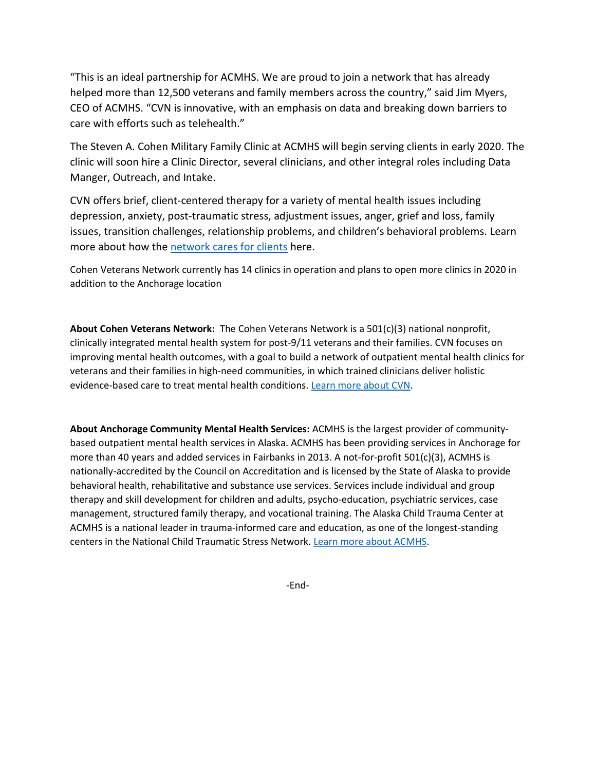"This is an ideal partnership for ACMHS. We are proud to join a network that has already helped more than 12,500 veterans and family members across the country," said Jim Myers, CEO of ACMHS. "CVN is innovative, with an emphasis on data and breaking down barriers to care with efforts such as telehealth."

The Steven A. Cohen Military Family Clinic at ACMHS will begin serving clients in early 2020. The clinic will soon hire a Clinic Director, several clinicians, and other integral roles including Data Manger, Outreach, and Intake.

CVN offers brief, client-centered therapy for a variety of mental health issues including depression, anxiety, post-traumatic stress, adjustment issues, anger, grief and loss, family issues, transition challenges, relationship problems, and children's behavioral problems. Learn more about how the network cares for clients here.

Cohen Veterans Network currently has 14 clinics in operation and plans to open more clinics in 2020 in addition to the Anchorage location

**About Cohen Veterans Network:** The Cohen Veterans Network is a 501(c)(3) national nonprofit, clinically integrated mental health system for post-9/11 veterans and their families. CVN focuses on improving mental health outcomes, with a goal to build a network of outpatient mental health clinics for veterans and their families in high-need communities, in which trained clinicians deliver holistic evidence-based care to treat mental health conditions. Learn more about CVN.

**About Anchorage Community Mental Health Services:** ACMHS is the largest provider of community-based outpatient mental health services in Alaska. ACMHS has been providing services in Anchorage for more than 40 years and added services in Fairbanks in 2013. A not-for-profit 501(c)(3), ACMHS is nationally-accredited by the Council on Accreditation and is licensed by the State of Alaska to provide behavioral health, rehabilitative and substance use services. Services include individual and group therapy and skill development for children and adults, psycho-education, psychiatric services, case management, structured family therapy, and vocational training. The Alaska Child Trauma Center at ACMHS is a national leader in trauma-informed care and education, as one of the longest-standing centers in the National Child Traumatic Stress Network. Learn more about ACMHS.

-End-